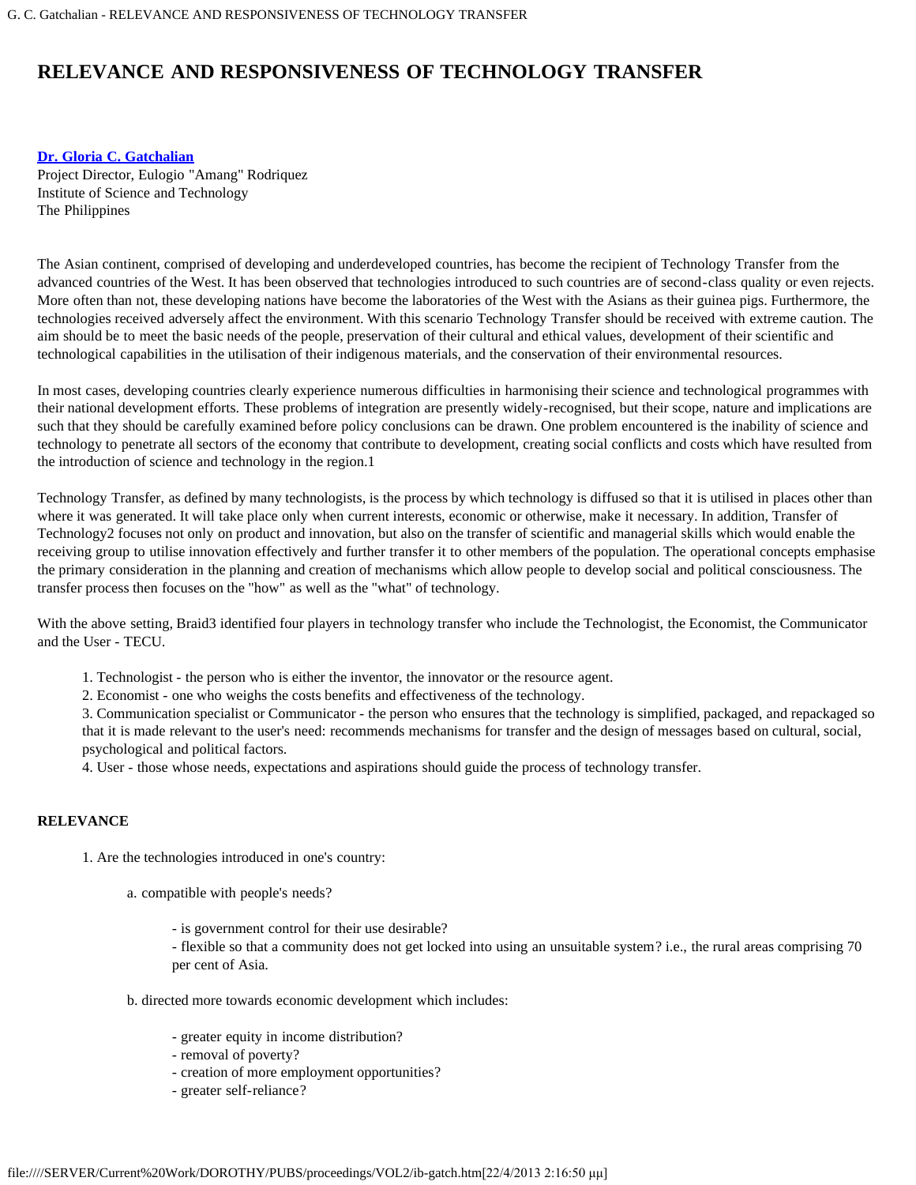# RELEVANCE AND RESPONSIVENESS OF TECHNOLOGY TRANSFER

**Dr. Gloria C. Gatchalian**
Project Director, Eulogio "Amang" Rodriquez
Institute of Science and Technology
The Philippines

The Asian continent, comprised of developing and underdeveloped countries, has become the recipient of Technology Transfer from the advanced countries of the West. It has been observed that technologies introduced to such countries are of second-class quality or even rejects. More often than not, these developing nations have become the laboratories of the West with the Asians as their guinea pigs. Furthermore, the technologies received adversely affect the environment. With this scenario Technology Transfer should be received with extreme caution. The aim should be to meet the basic needs of the people, preservation of their cultural and ethical values, development of their scientific and technological capabilities in the utilisation of their indigenous materials, and the conservation of their environmental resources.

In most cases, developing countries clearly experience numerous difficulties in harmonising their science and technological programmes with their national development efforts. These problems of integration are presently widely-recognised, but their scope, nature and implications are such that they should be carefully examined before policy conclusions can be drawn. One problem encountered is the inability of science and technology to penetrate all sectors of the economy that contribute to development, creating social conflicts and costs which have resulted from the introduction of science and technology in the region.[1]

Technology Transfer, as defined by many technologists, is the process by which technology is diffused so that it is utilised in places other than where it was generated. It will take place only when current interests, economic or otherwise, make it necessary. In addition, Transfer of Technology[2] focuses not only on product and innovation, but also on the transfer of scientific and managerial skills which would enable the receiving group to utilise innovation effectively and further transfer it to other members of the population. The operational concepts emphasise the primary consideration in the planning and creation of mechanisms which allow people to develop social and political consciousness. The transfer process then focuses on the "how" as well as the "what" of technology.

With the above setting, Braid[3] identified four players in technology transfer who include the Technologist, the Economist, the Communicator and the User - TECU.

1. Technologist - the person who is either the inventor, the innovator or the resource agent.
2. Economist - one who weighs the costs benefits and effectiveness of the technology.
3. Communication specialist or Communicator - the person who ensures that the technology is simplified, packaged, and repackaged so that it is made relevant to the user's need: recommends mechanisms for transfer and the design of messages based on cultural, social, psychological and political factors.
4. User - those whose needs, expectations and aspirations should guide the process of technology transfer.

**RELEVANCE**

1. Are the technologies introduced in one's country:

    a. compatible with people's needs?

    - is government control for their use desirable?
    - flexible so that a community does not get locked into using an unsuitable system? i.e., the rural areas comprising 70 per cent of Asia.

    b. directed more towards economic development which includes:

    - greater equity in income distribution?
    - removal of poverty?
    - creation of more employment opportunities?
    - greater self-reliance?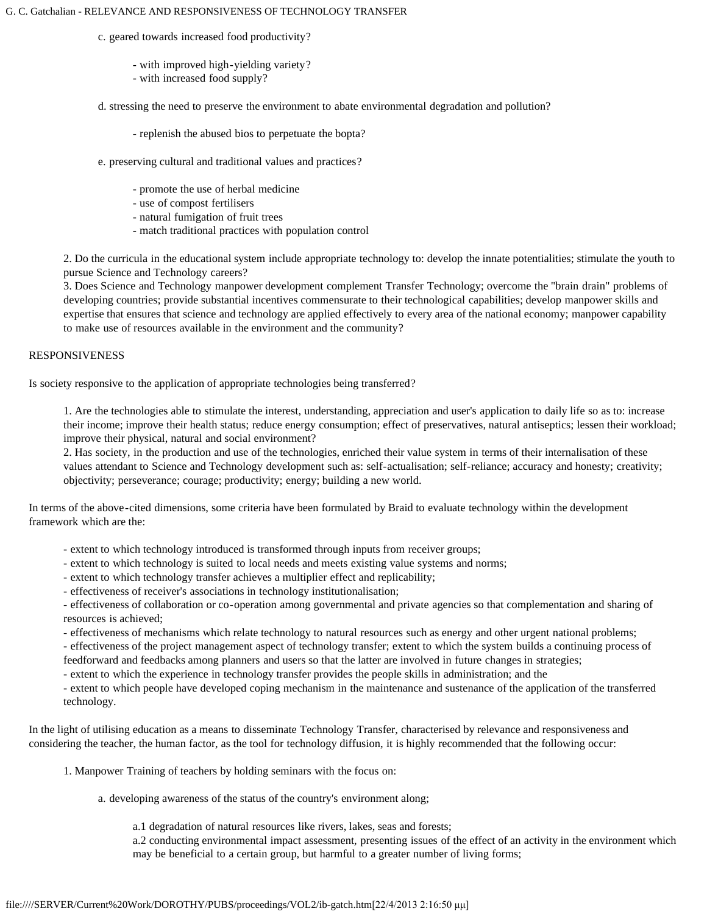c. geared towards increased food productivity?

- with improved high-yielding variety?
- with increased food supply?

d. stressing the need to preserve the environment to abate environmental degradation and pollution?

- replenish the abused bios to perpetuate the bopta?

e. preserving cultural and traditional values and practices?

- promote the use of herbal medicine
- use of compost fertilisers
- natural fumigation of fruit trees
- match traditional practices with population control

2. Do the curricula in the educational system include appropriate technology to: develop the innate potentialities; stimulate the youth to pursue Science and Technology careers?
3. Does Science and Technology manpower development complement Transfer Technology; overcome the "brain drain" problems of developing countries; provide substantial incentives commensurate to their technological capabilities; develop manpower skills and expertise that ensures that science and technology are applied effectively to every area of the national economy; manpower capability to make use of resources available in the environment and the community?

RESPONSIVENESS

Is society responsive to the application of appropriate technologies being transferred?

1. Are the technologies able to stimulate the interest, understanding, appreciation and user's application to daily life so as to: increase their income; improve their health status; reduce energy consumption; effect of preservatives, natural antiseptics; lessen their workload; improve their physical, natural and social environment?
2. Has society, in the production and use of the technologies, enriched their value system in terms of their internalisation of these values attendant to Science and Technology development such as: self-actualisation; self-reliance; accuracy and honesty; creativity; objectivity; perseverance; courage; productivity; energy; building a new world.

In terms of the above-cited dimensions, some criteria have been formulated by Braid to evaluate technology within the development framework which are the:

- extent to which technology introduced is transformed through inputs from receiver groups;
- extent to which technology is suited to local needs and meets existing value systems and norms;
- extent to which technology transfer achieves a multiplier effect and replicability;
- effectiveness of receiver's associations in technology institutionalisation;
- effectiveness of collaboration or co-operation among governmental and private agencies so that complementation and sharing of resources is achieved;
- effectiveness of mechanisms which relate technology to natural resources such as energy and other urgent national problems;
- effectiveness of the project management aspect of technology transfer; extent to which the system builds a continuing process of feedforward and feedbacks among planners and users so that the latter are involved in future changes in strategies;
- extent to which the experience in technology transfer provides the people skills in administration; and the
- extent to which people have developed coping mechanism in the maintenance and sustenance of the application of the transferred technology.

In the light of utilising education as a means to disseminate Technology Transfer, characterised by relevance and responsiveness and considering the teacher, the human factor, as the tool for technology diffusion, it is highly recommended that the following occur:

1. Manpower Training of teachers by holding seminars with the focus on:

a. developing awareness of the status of the country's environment along;

a.1 degradation of natural resources like rivers, lakes, seas and forests;
a.2 conducting environmental impact assessment, presenting issues of the effect of an activity in the environment which may be beneficial to a certain group, but harmful to a greater number of living forms;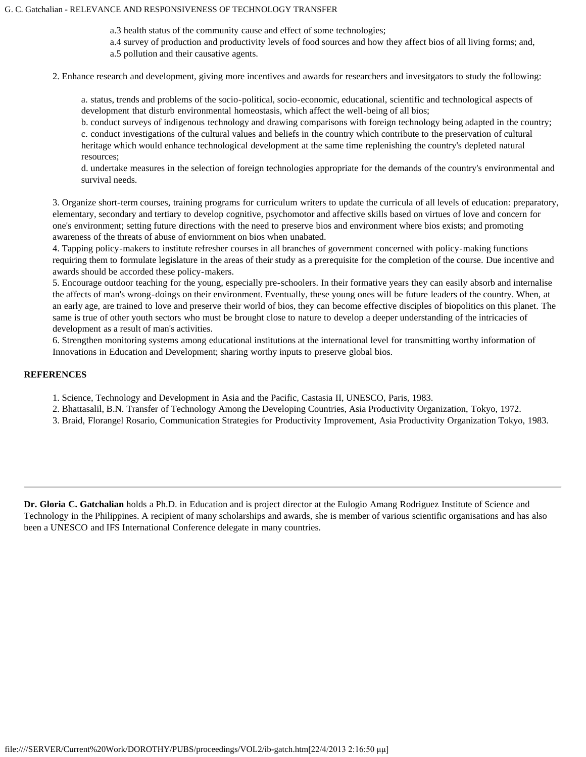a.3 health status of the community cause and effect of some technologies;
a.4 survey of production and productivity levels of food sources and how they affect bios of all living forms; and,
a.5 pollution and their causative agents.

2. Enhance research and development, giving more incentives and awards for researchers and invesitgators to study the following:

a. status, trends and problems of the socio-political, socio-economic, educational, scientific and technological aspects of development that disturb environmental homeostasis, which affect the well-being of all bios;
b. conduct surveys of indigenous technology and drawing comparisons with foreign technology being adapted in the country;
c. conduct investigations of the cultural values and beliefs in the country which contribute to the preservation of cultural heritage which would enhance technological development at the same time replenishing the country's depleted natural resources;
d. undertake measures in the selection of foreign technologies appropriate for the demands of the country's environmental and survival needs.

3. Organize short-term courses, training programs for curriculum writers to update the curricula of all levels of education: preparatory, elementary, secondary and tertiary to develop cognitive, psychomotor and affective skills based on virtues of love and concern for one's environment; setting future directions with the need to preserve bios and environment where bios exists; and promoting awareness of the threats of abuse of enviornment on bios when unabated.
4. Tapping policy-makers to institute refresher courses in all branches of government concerned with policy-making functions requiring them to formulate legislature in the areas of their study as a prerequisite for the completion of the course. Due incentive and awards should be accorded these policy-makers.
5. Encourage outdoor teaching for the young, especially pre-schoolers. In their formative years they can easily absorb and internalise the affects of man's wrong-doings on their environment. Eventually, these young ones will be future leaders of the country. When, at an early age, are trained to love and preserve their world of bios, they can become effective disciples of biopolitics on this planet. The same is true of other youth sectors who must be brought close to nature to develop a deeper understanding of the intricacies of development as a result of man's activities.
6. Strengthen monitoring systems among educational institutions at the international level for transmitting worthy information of Innovations in Education and Development; sharing worthy inputs to preserve global bios.

**REFERENCES**

1. Science, Technology and Development in Asia and the Pacific, Castasia II, UNESCO, Paris, 1983.
2. Bhattasalil, B.N. Transfer of Technology Among the Developing Countries, Asia Productivity Organization, Tokyo, 1972.
3. Braid, Florangel Rosario, Communication Strategies for Productivity Improvement, Asia Productivity Organization Tokyo, 1983.

---

**Dr. Gloria C. Gatchalian** holds a Ph.D. in Education and is project director at the Eulogio Amang Rodriguez Institute of Science and Technology in the Philippines. A recipient of many scholarships and awards, she is member of various scientific organisations and has also been a UNESCO and IFS International Conference delegate in many countries.